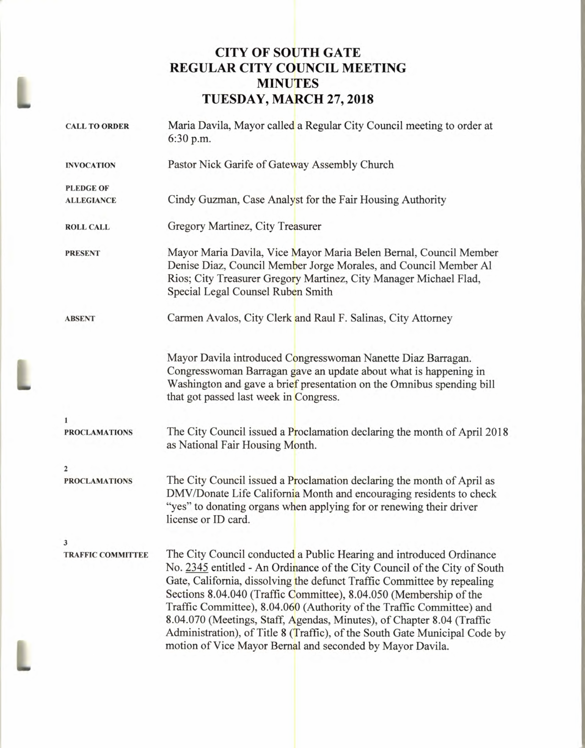# CITY OF SOUTH GATE
# REGULAR CITY COUNCIL MEETING
# MINUTES
# TUESDAY, MARCH 27, 2018

**CALL TO ORDER** — Maria Davila, Mayor called a Regular City Council meeting to order at 6:30 p.m.

**INVOCATION** — Pastor Nick Garife of Gateway Assembly Church

**PLEDGE OF ALLEGIANCE** — Cindy Guzman, Case Analyst for the Fair Housing Authority

**ROLL CALL** — Gregory Martinez, City Treasurer

**PRESENT** — Mayor Maria Davila, Vice Mayor Maria Belen Bernal, Council Member Denise Diaz, Council Member Jorge Morales, and Council Member Al Rios; City Treasurer Gregory Martinez, City Manager Michael Flad, Special Legal Counsel Ruben Smith

**ABSENT** — Carmen Avalos, City Clerk and Raul F. Salinas, City Attorney

Mayor Davila introduced Congresswoman Nanette Diaz Barragan. Congresswoman Barragan gave an update about what is happening in Washington and gave a brief presentation on the Omnibus spending bill that got passed last week in Congress.

**1**
**PROCLAMATIONS** — The City Council issued a Proclamation declaring the month of April 2018 as National Fair Housing Month.

**2**
**PROCLAMATIONS** — The City Council issued a Proclamation declaring the month of April as DMV/Donate Life California Month and encouraging residents to check "yes" to donating organs when applying for or renewing their driver license or ID card.

**3**
**TRAFFIC COMMITTEE** — The City Council conducted a Public Hearing and introduced Ordinance No. 2345 entitled - An Ordinance of the City Council of the City of South Gate, California, dissolving the defunct Traffic Committee by repealing Sections 8.04.040 (Traffic Committee), 8.04.050 (Membership of the Traffic Committee), 8.04.060 (Authority of the Traffic Committee) and 8.04.070 (Meetings, Staff, Agendas, Minutes), of Chapter 8.04 (Traffic Administration), of Title 8 (Traffic), of the South Gate Municipal Code by motion of Vice Mayor Bernal and seconded by Mayor Davila.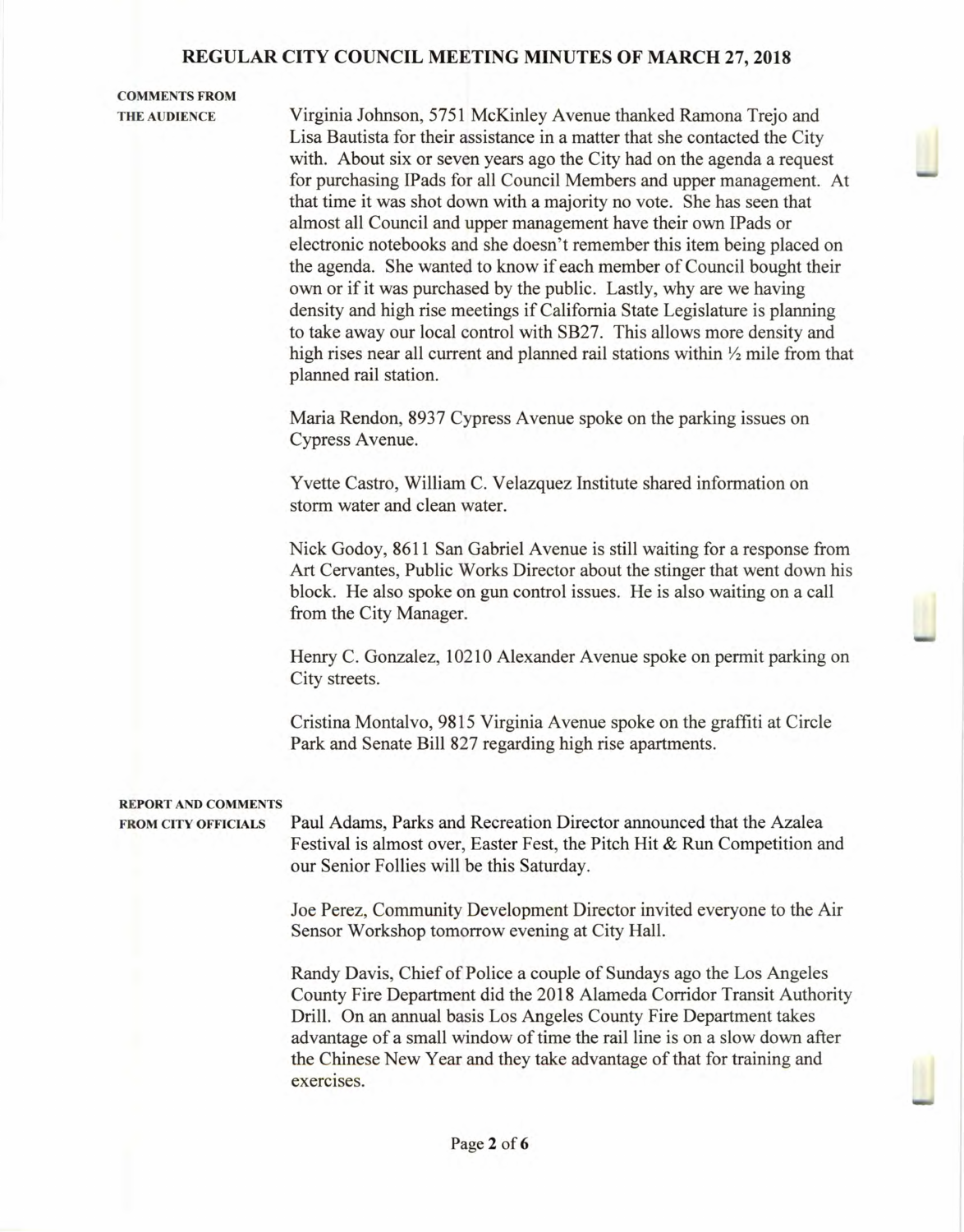# REGULAR CITY COUNCIL MEETING MINUTES OF MARCH 27, 2018

**COMMENTS FROM THE AUDIENCE**

Virginia Johnson, 5751 McKinley Avenue thanked Ramona Trejo and Lisa Bautista for their assistance in a matter that she contacted the City with. About six or seven years ago the City had on the agenda a request for purchasing IPads for all Council Members and upper management. At that time it was shot down with a majority no vote. She has seen that almost all Council and upper management have their own IPads or electronic notebooks and she doesn't remember this item being placed on the agenda. She wanted to know if each member of Council bought their own or if it was purchased by the public. Lastly, why are we having density and high rise meetings if California State Legislature is planning to take away our local control with SB27. This allows more density and high rises near all current and planned rail stations within ½ mile from that planned rail station.

Maria Rendon, 8937 Cypress Avenue spoke on the parking issues on Cypress Avenue.

Yvette Castro, William C. Velazquez Institute shared information on storm water and clean water.

Nick Godoy, 8611 San Gabriel Avenue is still waiting for a response from Art Cervantes, Public Works Director about the stinger that went down his block. He also spoke on gun control issues. He is also waiting on a call from the City Manager.

Henry C. Gonzalez, 10210 Alexander Avenue spoke on permit parking on City streets.

Cristina Montalvo, 9815 Virginia Avenue spoke on the graffiti at Circle Park and Senate Bill 827 regarding high rise apartments.

**REPORT AND COMMENTS FROM CITY OFFICIALS**

Paul Adams, Parks and Recreation Director announced that the Azalea Festival is almost over, Easter Fest, the Pitch Hit & Run Competition and our Senior Follies will be this Saturday.

Joe Perez, Community Development Director invited everyone to the Air Sensor Workshop tomorrow evening at City Hall.

Randy Davis, Chief of Police a couple of Sundays ago the Los Angeles County Fire Department did the 2018 Alameda Corridor Transit Authority Drill. On an annual basis Los Angeles County Fire Department takes advantage of a small window of time the rail line is on a slow down after the Chinese New Year and they take advantage of that for training and exercises.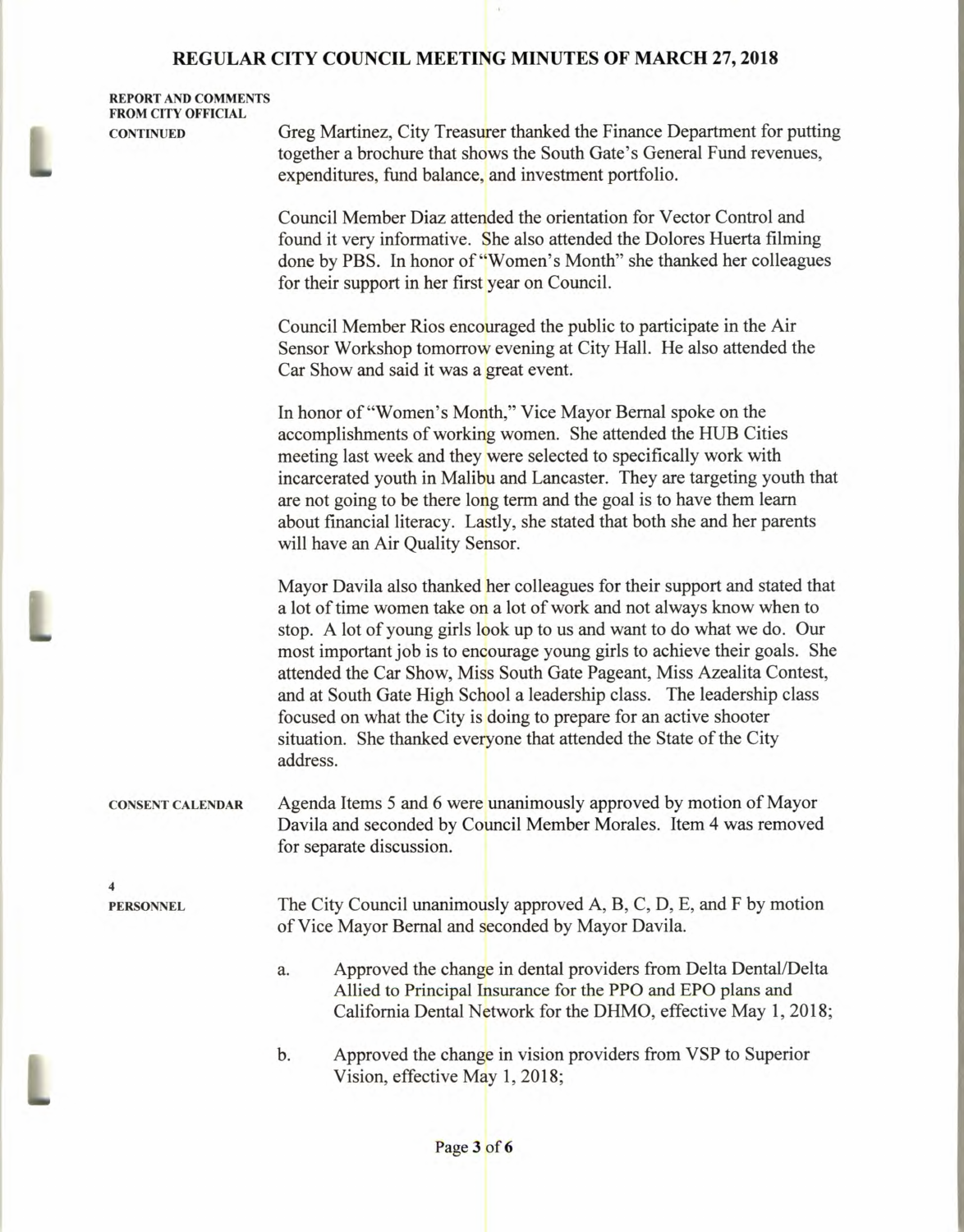# REGULAR CITY COUNCIL MEETING MINUTES OF MARCH 27, 2018

**REPORT AND COMMENTS FROM CITY OFFICIAL CONTINUED**

Greg Martinez, City Treasurer thanked the Finance Department for putting together a brochure that shows the South Gate's General Fund revenues, expenditures, fund balance, and investment portfolio.

Council Member Diaz attended the orientation for Vector Control and found it very informative. She also attended the Dolores Huerta filming done by PBS. In honor of "Women's Month" she thanked her colleagues for their support in her first year on Council.

Council Member Rios encouraged the public to participate in the Air Sensor Workshop tomorrow evening at City Hall. He also attended the Car Show and said it was a great event.

In honor of "Women's Month," Vice Mayor Bernal spoke on the accomplishments of working women. She attended the HUB Cities meeting last week and they were selected to specifically work with incarcerated youth in Malibu and Lancaster. They are targeting youth that are not going to be there long term and the goal is to have them learn about financial literacy. Lastly, she stated that both she and her parents will have an Air Quality Sensor.

Mayor Davila also thanked her colleagues for their support and stated that a lot of time women take on a lot of work and not always know when to stop. A lot of young girls look up to us and want to do what we do. Our most important job is to encourage young girls to achieve their goals. She attended the Car Show, Miss South Gate Pageant, Miss Azealita Contest, and at South Gate High School a leadership class. The leadership class focused on what the City is doing to prepare for an active shooter situation. She thanked everyone that attended the State of the City address.

**CONSENT CALENDAR**

Agenda Items 5 and 6 were unanimously approved by motion of Mayor Davila and seconded by Council Member Morales. Item 4 was removed for separate discussion.

**4**
**PERSONNEL**

The City Council unanimously approved A, B, C, D, E, and F by motion of Vice Mayor Bernal and seconded by Mayor Davila.

a. Approved the change in dental providers from Delta Dental/Delta Allied to Principal Insurance for the PPO and EPO plans and California Dental Network for the DHMO, effective May 1, 2018;

b. Approved the change in vision providers from VSP to Superior Vision, effective May 1, 2018;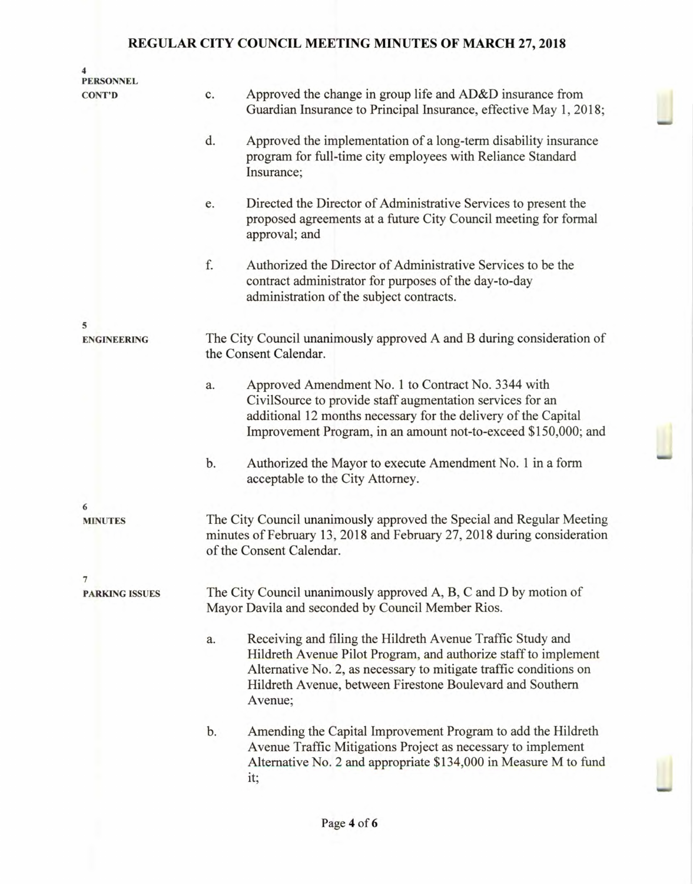**4**
**PERSONNEL CONT'D**

c. Approved the change in group life and AD&D insurance from Guardian Insurance to Principal Insurance, effective May 1, 2018;

d. Approved the implementation of a long-term disability insurance program for full-time city employees with Reliance Standard Insurance;

e. Directed the Director of Administrative Services to present the proposed agreements at a future City Council meeting for formal approval; and

f. Authorized the Director of Administrative Services to be the contract administrator for purposes of the day-to-day administration of the subject contracts.

**5**
**ENGINEERING**

The City Council unanimously approved A and B during consideration of the Consent Calendar.

a. Approved Amendment No. 1 to Contract No. 3344 with CivilSource to provide staff augmentation services for an additional 12 months necessary for the delivery of the Capital Improvement Program, in an amount not-to-exceed $150,000; and

b. Authorized the Mayor to execute Amendment No. 1 in a form acceptable to the City Attorney.

**6**
**MINUTES**

The City Council unanimously approved the Special and Regular Meeting minutes of February 13, 2018 and February 27, 2018 during consideration of the Consent Calendar.

**7**
**PARKING ISSUES**

The City Council unanimously approved A, B, C and D by motion of Mayor Davila and seconded by Council Member Rios.

a. Receiving and filing the Hildreth Avenue Traffic Study and Hildreth Avenue Pilot Program, and authorize staff to implement Alternative No. 2, as necessary to mitigate traffic conditions on Hildreth Avenue, between Firestone Boulevard and Southern Avenue;

b. Amending the Capital Improvement Program to add the Hildreth Avenue Traffic Mitigations Project as necessary to implement Alternative No. 2 and appropriate $134,000 in Measure M to fund it;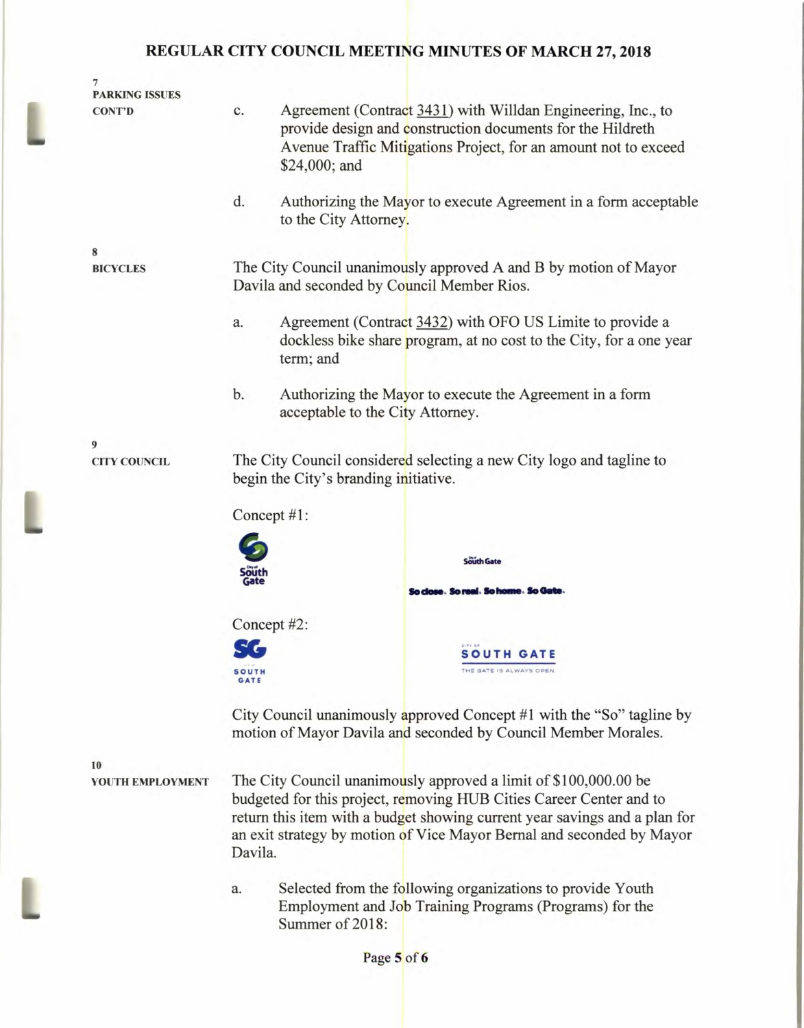**7**
**PARKING ISSUES CONT'D**

c. Agreement (Contract 3431) with Willdan Engineering, Inc., to provide design and construction documents for the Hildreth Avenue Traffic Mitigations Project, for an amount not to exceed $24,000; and

d. Authorizing the Mayor to execute Agreement in a form acceptable to the City Attorney.

**8**
**BICYCLES**

The City Council unanimously approved A and B by motion of Mayor Davila and seconded by Council Member Rios.

a. Agreement (Contract 3432) with OFO US Limite to provide a dockless bike share program, at no cost to the City, for a one year term; and

b. Authorizing the Mayor to execute the Agreement in a form acceptable to the City Attorney.

**9**
**CITY COUNCIL**

The City Council considered selecting a new City logo and tagline to begin the City's branding initiative.

Concept #1:

City of South Gate

South Gate

So close. So real. So home. So Gate.

Concept #2:

SG SOUTH GATE

CITY OF SOUTH GATE

THE GATE IS ALWAYS OPEN

City Council unanimously approved Concept #1 with the "So" tagline by motion of Mayor Davila and seconded by Council Member Morales.

**10**
**YOUTH EMPLOYMENT**

The City Council unanimously approved a limit of $100,000.00 be budgeted for this project, removing HUB Cities Career Center and to return this item with a budget showing current year savings and a plan for an exit strategy by motion of Vice Mayor Bernal and seconded by Mayor Davila.

a. Selected from the following organizations to provide Youth Employment and Job Training Programs (Programs) for the Summer of 2018: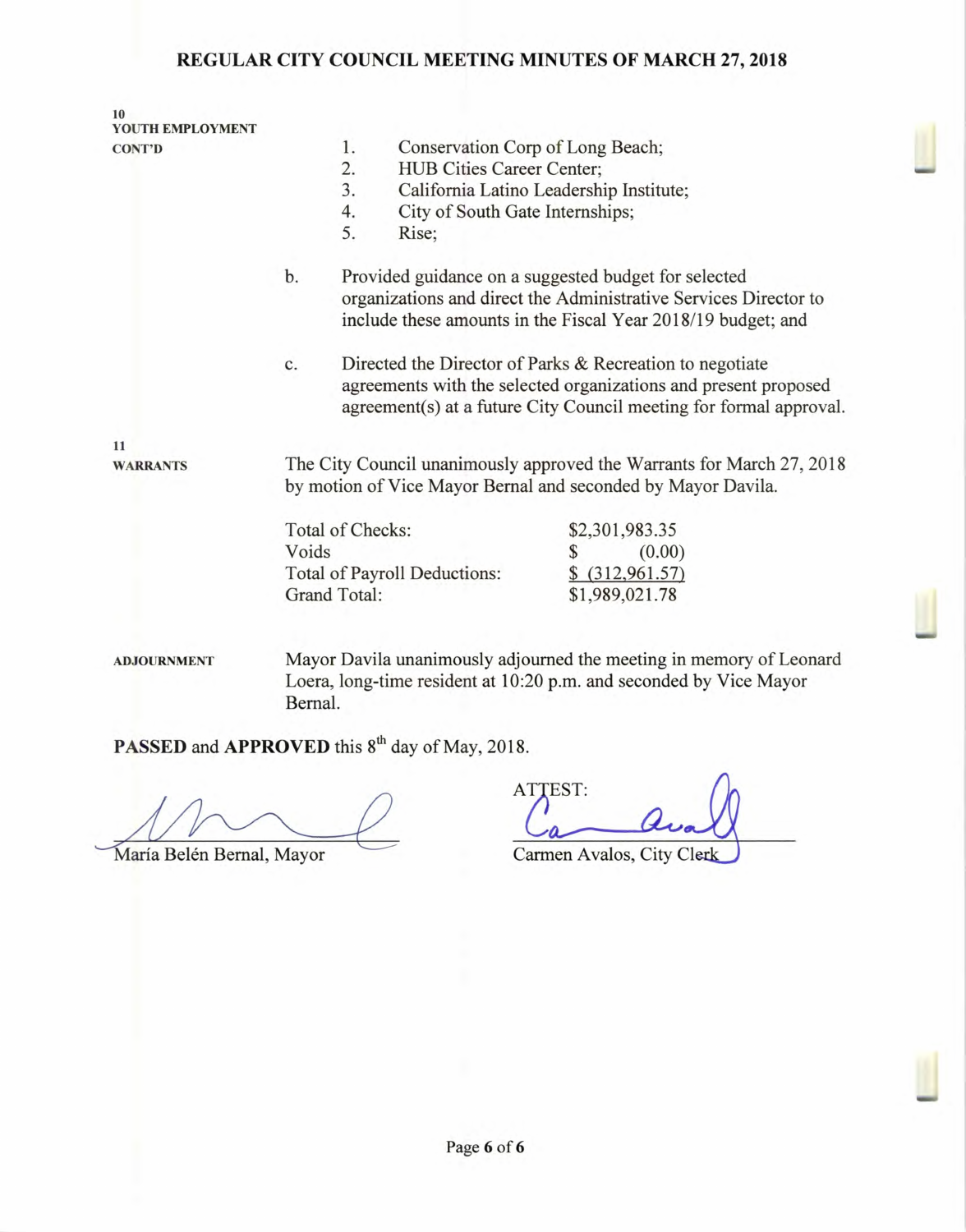# REGULAR CITY COUNCIL MEETING MINUTES OF MARCH 27, 2018

**10**
**YOUTH EMPLOYMENT CONT'D**

1. Conservation Corp of Long Beach;
2. HUB Cities Career Center;
3. California Latino Leadership Institute;
4. City of South Gate Internships;
5. Rise;

b. Provided guidance on a suggested budget for selected organizations and direct the Administrative Services Director to include these amounts in the Fiscal Year 2018/19 budget; and

c. Directed the Director of Parks & Recreation to negotiate agreements with the selected organizations and present proposed agreement(s) at a future City Council meeting for formal approval.

**11**
**WARRANTS**

The City Council unanimously approved the Warrants for March 27, 2018 by motion of Vice Mayor Bernal and seconded by Mayor Davila.

| | |
|---|---|
| Total of Checks: | $2,301,983.35 |
| Voids | $ (0.00) |
| Total of Payroll Deductions: | $ (312,961.57) |
| Grand Total: | $1,989,021.78 |

**ADJOURNMENT**

Mayor Davila unanimously adjourned the meeting in memory of Leonard Loera, long-time resident at 10:20 p.m. and seconded by Vice Mayor Bernal.

**PASSED** and **APPROVED** this 8th day of May, 2018.

María Belén Bernal, Mayor

ATTEST:

Carmen Avalos, City Clerk